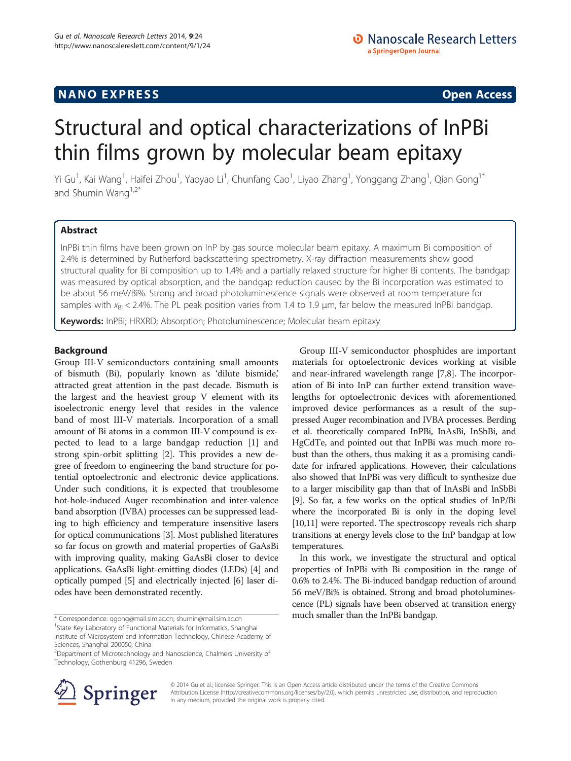NANO EXPRESS **Open Access**

# Structural and optical characterizations of InPBi thin films grown by molecular beam epitaxy

Yi Gu[1], Kai Wang[1], Haifei Zhou[1], Yaoyao Li[1], Chunfang Cao[1], Liyao Zhang[1], Yonggang Zhang[1], Qian Gong[1*] and Shumin Wang[1,2*]

## Abstract

InPBi thin films have been grown on InP by gas source molecular beam epitaxy. A maximum Bi composition of 2.4% is determined by Rutherford backscattering spectrometry. X-ray diffraction measurements show good structural quality for Bi composition up to 1.4% and a partially relaxed structure for higher Bi contents. The bandgap was measured by optical absorption, and the bandgap reduction caused by the Bi incorporation was estimated to be about 56 meV/Bi%. Strong and broad photoluminescence signals were observed at room temperature for samples with $x_{Bi} < 2.4\%$. The PL peak position varies from 1.4 to 1.9 μm, far below the measured InPBi bandgap.

**Keywords:** InPBi; HRXRD; Absorption; Photoluminescence; Molecular beam epitaxy

## Background

Group III-V semiconductors containing small amounts of bismuth (Bi), popularly known as 'dilute bismide,' attracted great attention in the past decade. Bismuth is the largest and the heaviest group V element with its isoelectronic energy level that resides in the valence band of most III-V materials. Incorporation of a small amount of Bi atoms in a common III-V compound is expected to lead to a large bandgap reduction [1] and strong spin-orbit splitting [2]. This provides a new degree of freedom to engineering the band structure for potential optoelectronic and electronic device applications. Under such conditions, it is expected that troublesome hot-hole-induced Auger recombination and inter-valence band absorption (IVBA) processes can be suppressed leading to high efficiency and temperature insensitive lasers for optical communications [3]. Most published literatures so far focus on growth and material properties of GaAsBi with improving quality, making GaAsBi closer to device applications. GaAsBi light-emitting diodes (LEDs) [4] and optically pumped [5] and electrically injected [6] laser diodes have been demonstrated recently.

Group III-V semiconductor phosphides are important materials for optoelectronic devices working at visible and near-infrared wavelength range [7,8]. The incorporation of Bi into InP can further extend transition wavelengths for optoelectronic devices with aforementioned improved device performances as a result of the suppressed Auger recombination and IVBA processes. Berding et al. theoretically compared InPBi, InAsBi, InSbBi, and HgCdTe, and pointed out that InPBi was much more robust than the others, thus making it as a promising candidate for infrared applications. However, their calculations also showed that InPBi was very difficult to synthesize due to a larger miscibility gap than that of InAsBi and InSbBi [9]. So far, a few works on the optical studies of InP/Bi where the incorporated Bi is only in the doping level [10,11] were reported. The spectroscopy reveals rich sharp transitions at energy levels close to the InP bandgap at low temperatures.

In this work, we investigate the structural and optical properties of InPBi with Bi composition in the range of 0.6% to 2.4%. The Bi-induced bandgap reduction of around 56 meV/Bi% is obtained. Strong and broad photoluminescence (PL) signals have been observed at transition energy much smaller than the InPBi bandgap.

\* Correspondence: qgong@mail.sim.ac.cn; shumin@mail.sim.ac.cn

[1]State Key Laboratory of Functional Materials for Informatics, Shanghai Institute of Microsystem and Information Technology, Chinese Academy of Sciences, Shanghai 200050, China

[2]Department of Microtechnology and Nanoscience, Chalmers University of Technology, Gothenburg 41296, Sweden

© 2014 Gu et al.; licensee Springer. This is an Open Access article distributed under the terms of the Creative Commons Attribution License (http://creativecommons.org/licenses/by/2.0), which permits unrestricted use, distribution, and reproduction in any medium, provided the original work is properly cited.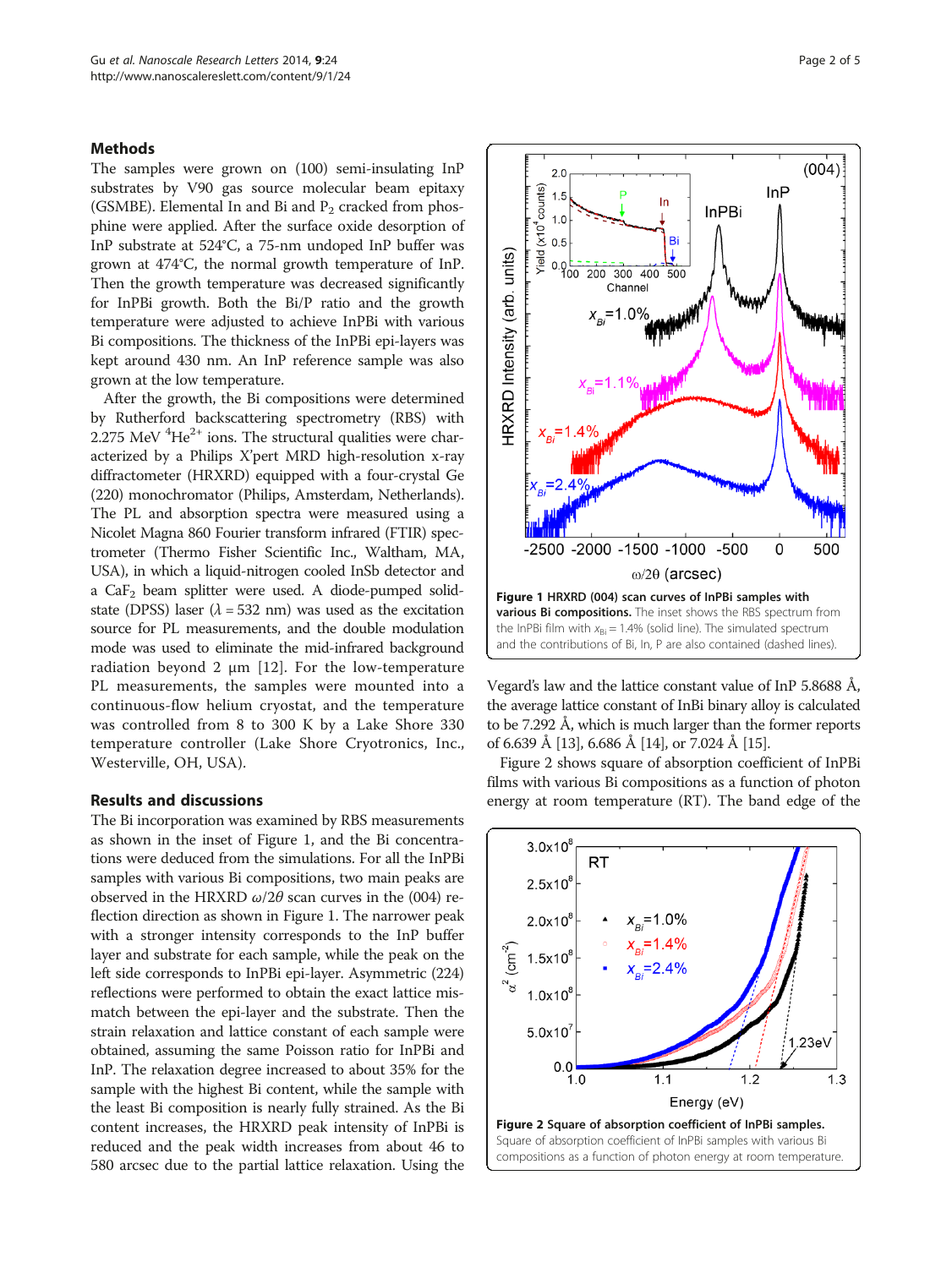## Methods

The samples were grown on (100) semi-insulating InP substrates by V90 gas source molecular beam epitaxy (GSMBE). Elemental In and Bi and $P_2$ cracked from phosphine were applied. After the surface oxide desorption of InP substrate at 524°C, a 75-nm undoped InP buffer was grown at 474°C, the normal growth temperature of InP. Then the growth temperature was decreased significantly for InPBi growth. Both the Bi/P ratio and the growth temperature were adjusted to achieve InPBi with various Bi compositions. The thickness of the InPBi epi-layers was kept around 430 nm. An InP reference sample was also grown at the low temperature.

After the growth, the Bi compositions were determined by Rutherford backscattering spectrometry (RBS) with 2.275 MeV $^4He^{2+}$ ions. The structural qualities were characterized by a Philips X'pert MRD high-resolution x-ray diffractometer (HRXRD) equipped with a four-crystal Ge (220) monochromator (Philips, Amsterdam, Netherlands). The PL and absorption spectra were measured using a Nicolet Magna 860 Fourier transform infrared (FTIR) spectrometer (Thermo Fisher Scientific Inc., Waltham, MA, USA), in which a liquid-nitrogen cooled InSb detector and a $CaF_2$ beam splitter were used. A diode-pumped solid-state (DPSS) laser ($\lambda = 532$ nm) was used as the excitation source for PL measurements, and the double modulation mode was used to eliminate the mid-infrared background radiation beyond 2 μm [12]. For the low-temperature PL measurements, the samples were mounted into a continuous-flow helium cryostat, and the temperature was controlled from 8 to 300 K by a Lake Shore 330 temperature controller (Lake Shore Cryotronics, Inc., Westerville, OH, USA).

## Results and discussions

The Bi incorporation was examined by RBS measurements as shown in the inset of Figure 1, and the Bi concentrations were deduced from the simulations. For all the InPBi samples with various Bi compositions, two main peaks are observed in the HRXRD $\omega/2\theta$ scan curves in the (004) reflection direction as shown in Figure 1. The narrower peak with a stronger intensity corresponds to the InP buffer layer and substrate for each sample, while the peak on the left side corresponds to InPBi epi-layer. Asymmetric (224) reflections were performed to obtain the exact lattice mismatch between the epi-layer and the substrate. Then the strain relaxation and lattice constant of each sample were obtained, assuming the same Poisson ratio for InPBi and InP. The relaxation degree increased to about 35% for the sample with the highest Bi content, while the sample with the least Bi composition is nearly fully strained. As the Bi content increases, the HRXRD peak intensity of InPBi is reduced and the peak width increases from about 46 to 580 arcsec due to the partial lattice relaxation. Using the Vegard's law and the lattice constant value of InP 5.8688 Å, the average lattice constant of InBi binary alloy is calculated to be 7.292 Å, which is much larger than the former reports of 6.639 Å [13], 6.686 Å [14], or 7.024 Å [15].

**Figure 1 HRXRD (004) scan curves of InPBi samples with various Bi compositions.** The inset shows the RBS spectrum from the InPBi film with $x_{Bi} = 1.4\%$ (solid line). The simulated spectrum and the contributions of Bi, In, P are also contained (dashed lines).

Figure 2 shows square of absorption coefficient of InPBi films with various Bi compositions as a function of photon energy at room temperature (RT). The band edge of the

**Figure 2 Square of absorption coefficient of InPBi samples.** Square of absorption coefficient of InPBi samples with various Bi compositions as a function of photon energy at room temperature.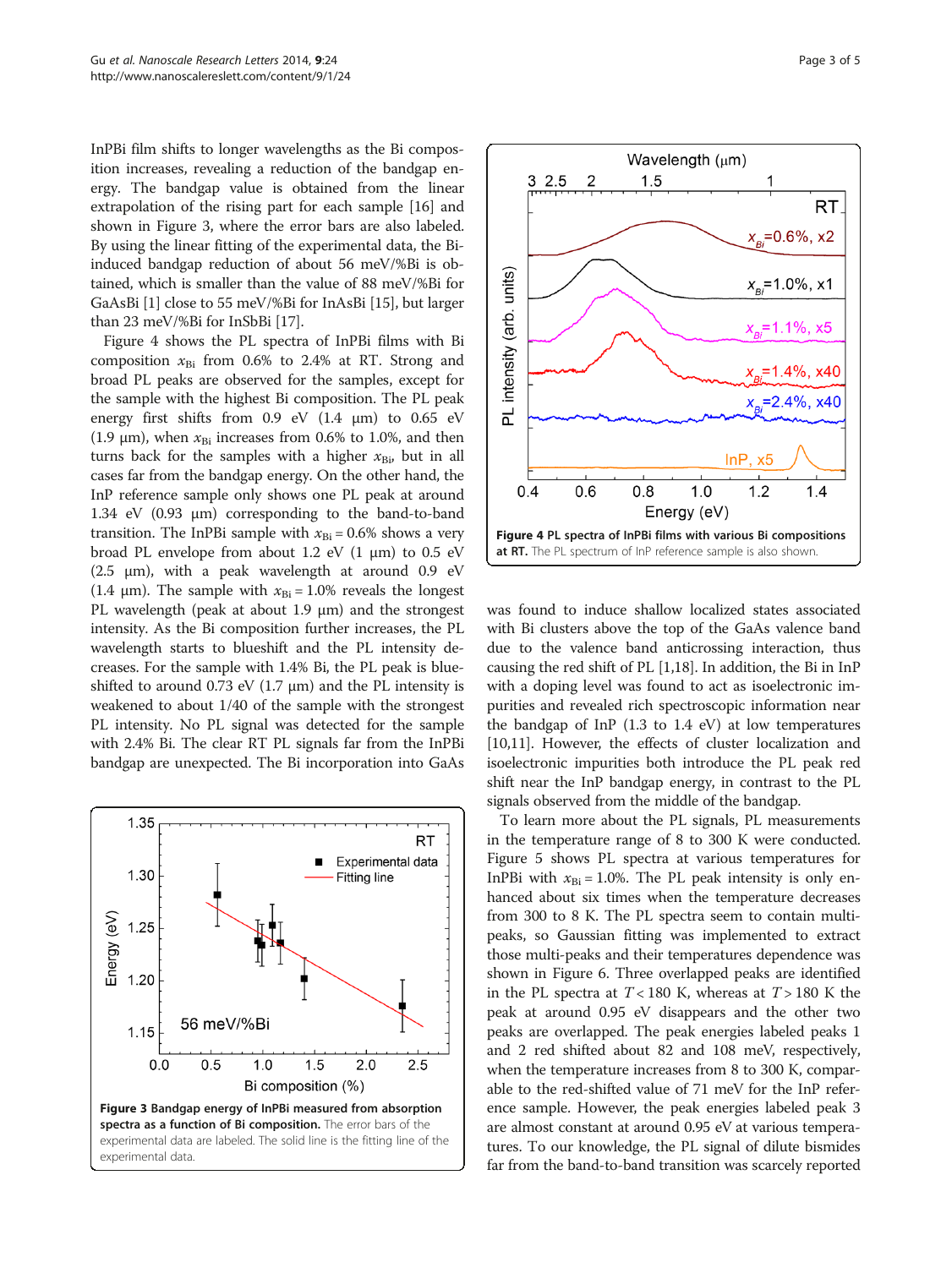InPBi film shifts to longer wavelengths as the Bi composition increases, revealing a reduction of the bandgap energy. The bandgap value is obtained from the linear extrapolation of the rising part for each sample [16] and shown in Figure 3, where the error bars are also labeled. By using the linear fitting of the experimental data, the Bi-induced bandgap reduction of about 56 meV/%Bi is obtained, which is smaller than the value of 88 meV/%Bi for GaAsBi [1] close to 55 meV/%Bi for InAsBi [15], but larger than 23 meV/%Bi for InSbBi [17].

Figure 4 shows the PL spectra of InPBi films with Bi composition $x_{Bi}$ from 0.6% to 2.4% at RT. Strong and broad PL peaks are observed for the samples, except for the sample with the highest Bi composition. The PL peak energy first shifts from 0.9 eV (1.4 μm) to 0.65 eV (1.9 μm), when $x_{Bi}$ increases from 0.6% to 1.0%, and then turns back for the samples with a higher $x_{Bi}$, but in all cases far from the bandgap energy. On the other hand, the InP reference sample only shows one PL peak at around 1.34 eV (0.93 μm) corresponding to the band-to-band transition. The InPBi sample with $x_{Bi}$ = 0.6% shows a very broad PL envelope from about 1.2 eV (1 μm) to 0.5 eV (2.5 μm), with a peak wavelength at around 0.9 eV (1.4 μm). The sample with $x_{Bi}$ = 1.0% reveals the longest PL wavelength (peak at about 1.9 μm) and the strongest intensity. As the Bi composition further increases, the PL wavelength starts to blueshift and the PL intensity decreases. For the sample with 1.4% Bi, the PL peak is blue-shifted to around 0.73 eV (1.7 μm) and the PL intensity is weakened to about 1/40 of the sample with the strongest PL intensity. No PL signal was detected for the sample with 2.4% Bi. The clear RT PL signals far from the InPBi bandgap are unexpected. The Bi incorporation into GaAs was found to induce shallow localized states associated with Bi clusters above the top of the GaAs valence band due to the valence band anticrossing interaction, thus causing the red shift of PL [1,18]. In addition, the Bi in InP with a doping level was found to act as isoelectronic impurities and revealed rich spectroscopic information near the bandgap of InP (1.3 to 1.4 eV) at low temperatures [10,11]. However, the effects of cluster localization and isoelectronic impurities both introduce the PL peak red shift near the InP bandgap energy, in contrast to the PL signals observed from the middle of the bandgap.

**Figure 3 Bandgap energy of InPBi measured from absorption spectra as a function of Bi composition.** The error bars of the experimental data are labeled. The solid line is the fitting line of the experimental data.

**Figure 4 PL spectra of InPBi films with various Bi compositions at RT.** The PL spectrum of InP reference sample is also shown.

To learn more about the PL signals, PL measurements in the temperature range of 8 to 300 K were conducted. Figure 5 shows PL spectra at various temperatures for InPBi with $x_{Bi}$ = 1.0%. The PL peak intensity is only enhanced about six times when the temperature decreases from 300 to 8 K. The PL spectra seem to contain multi-peaks, so Gaussian fitting was implemented to extract those multi-peaks and their temperatures dependence was shown in Figure 6. Three overlapped peaks are identified in the PL spectra at $T < 180$ K, whereas at $T > 180$ K the peak at around 0.95 eV disappears and the other two peaks are overlapped. The peak energies labeled peaks 1 and 2 red shifted about 82 and 108 meV, respectively, when the temperature increases from 8 to 300 K, comparable to the red-shifted value of 71 meV for the InP reference sample. However, the peak energies labeled peak 3 are almost constant at around 0.95 eV at various temperatures. To our knowledge, the PL signal of dilute bismides far from the band-to-band transition was scarcely reported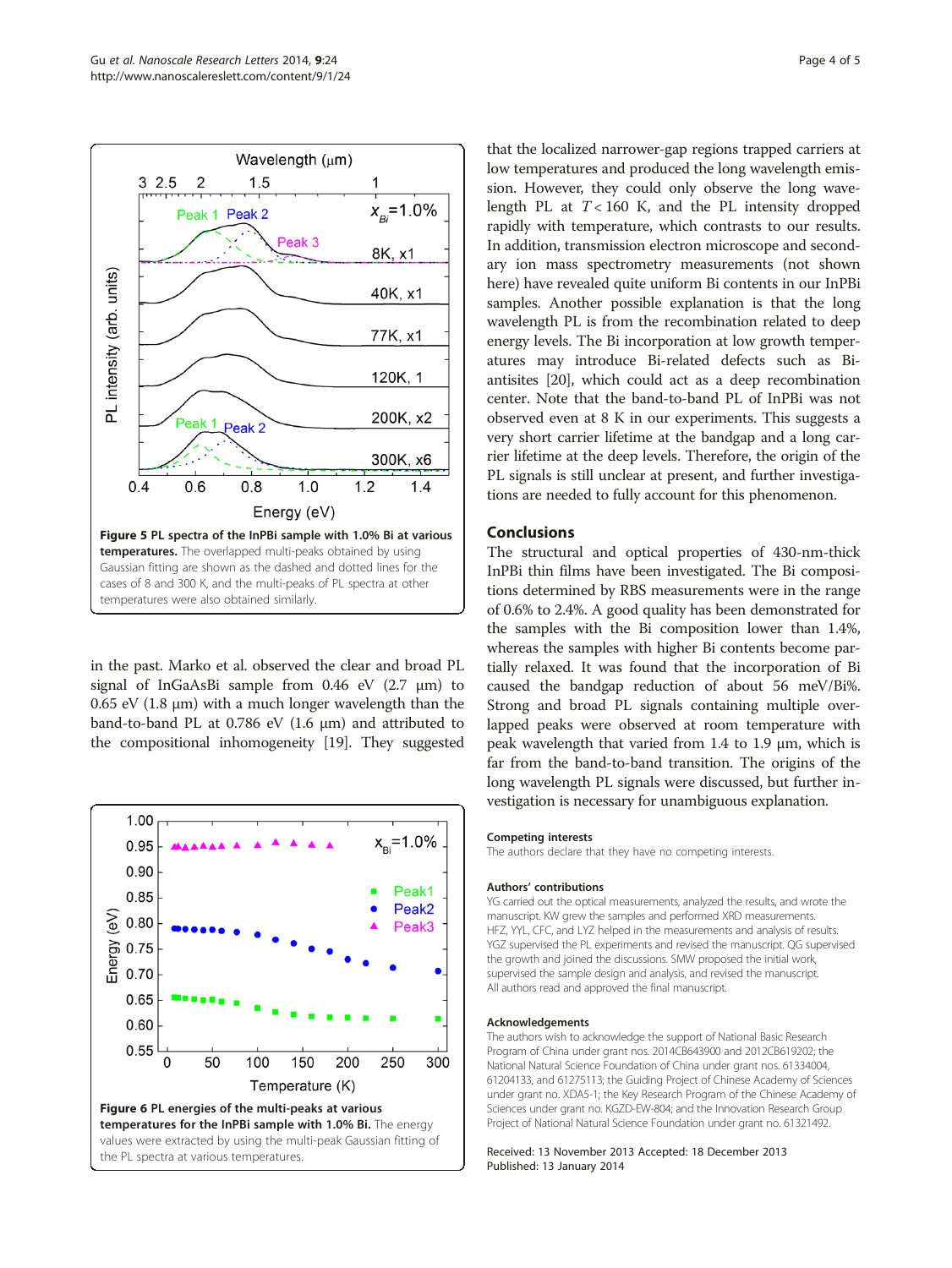Figure 5 PL spectra of the InPBi sample with 1.0% Bi at various temperatures. The overlapped multi-peaks obtained by using Gaussian fitting are shown as the dashed and dotted lines for the cases of 8 and 300 K, and the multi-peaks of PL spectra at other temperatures were also obtained similarly.

in the past. Marko et al. observed the clear and broad PL signal of InGaAsBi sample from 0.46 eV (2.7 μm) to 0.65 eV (1.8 μm) with a much longer wavelength than the band-to-band PL at 0.786 eV (1.6 μm) and attributed to the compositional inhomogeneity [19]. They suggested that the localized narrower-gap regions trapped carriers at low temperatures and produced the long wavelength emission. However, they could only observe the long wavelength PL at $T < 160$ K, and the PL intensity dropped rapidly with temperature, which contrasts to our results. In addition, transmission electron microscope and secondary ion mass spectrometry measurements (not shown here) have revealed quite uniform Bi contents in our InPBi samples. Another possible explanation is that the long wavelength PL is from the recombination related to deep energy levels. The Bi incorporation at low growth temperatures may introduce Bi-related defects such as Bi-antisites [20], which could act as a deep recombination center. Note that the band-to-band PL of InPBi was not observed even at 8 K in our experiments. This suggests a very short carrier lifetime at the bandgap and a long carrier lifetime at the deep levels. Therefore, the origin of the PL signals is still unclear at present, and further investigations are needed to fully account for this phenomenon.

Figure 6 PL energies of the multi-peaks at various temperatures for the InPBi sample with 1.0% Bi. The energy values were extracted by using the multi-peak Gaussian fitting of the PL spectra at various temperatures.

## Conclusions

The structural and optical properties of 430-nm-thick InPBi thin films have been investigated. The Bi compositions determined by RBS measurements were in the range of 0.6% to 2.4%. A good quality has been demonstrated for the samples with the Bi composition lower than 1.4%, whereas the samples with higher Bi contents become partially relaxed. It was found that the incorporation of Bi caused the bandgap reduction of about 56 meV/Bi%. Strong and broad PL signals containing multiple overlapped peaks were observed at room temperature with peak wavelength that varied from 1.4 to 1.9 μm, which is far from the band-to-band transition. The origins of the long wavelength PL signals were discussed, but further investigation is necessary for unambiguous explanation.

### Competing interests

The authors declare that they have no competing interests.

### Authors' contributions

YG carried out the optical measurements, analyzed the results, and wrote the manuscript. KW grew the samples and performed XRD measurements. HFZ, YYL, CFC, and LYZ helped in the measurements and analysis of results. YGZ supervised the PL experiments and revised the manuscript. QG supervised the growth and joined the discussions. SMW proposed the initial work, supervised the sample design and analysis, and revised the manuscript. All authors read and approved the final manuscript.

### Acknowledgements

The authors wish to acknowledge the support of National Basic Research Program of China under grant nos. 2014CB643900 and 2012CB619202; the National Natural Science Foundation of China under grant nos. 61334004, 61204133, and 61275113; the Guiding Project of Chinese Academy of Sciences under grant no. XDA5-1; the Key Research Program of the Chinese Academy of Sciences under grant no. KGZD-EW-804; and the Innovation Research Group Project of National Natural Science Foundation under grant no. 61321492.

Received: 13 November 2013 Accepted: 18 December 2013
Published: 13 January 2014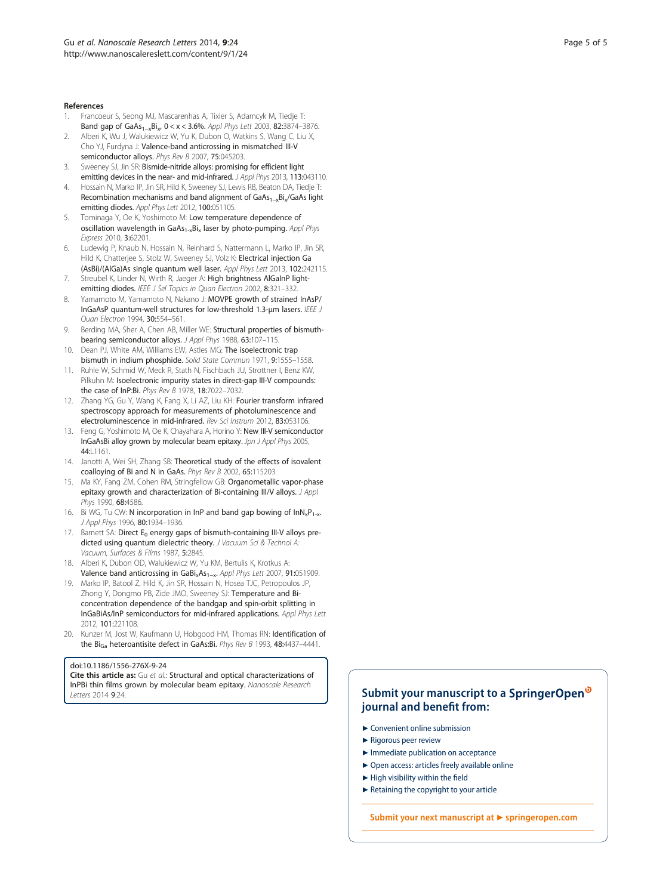## References

1. Francoeur S, Seong MJ, Mascarenhas A, Tixier S, Adamcyk M, Tiedje T: **Band gap of $GaAs_{1-x}Bi_x$, $0 < x < 3.6\%$.** *Appl Phys Lett* 2003, **82:**3874–3876.
2. Alberi K, Wu J, Walukiewicz W, Yu K, Dubon O, Watkins S, Wang C, Liu X, Cho YJ, Furdyna J: **Valence-band anticrossing in mismatched III-V semiconductor alloys.** *Phys Rev B* 2007, **75:**045203.
3. Sweeney SJ, Jin SR: **Bismide-nitride alloys: promising for efficient light emitting devices in the near- and mid-infrared.** *J Appl Phys* 2013, **113:**043110.
4. Hossain N, Marko IP, Jin SR, Hild K, Sweeney SJ, Lewis RB, Beaton DA, Tiedje T: **Recombination mechanisms and band alignment of $GaAs_{1-x}Bi_x$/GaAs light emitting diodes.** *Appl Phys Lett* 2012, **100:**051105.
5. Tominaga Y, Oe K, Yoshimoto M: **Low temperature dependence of oscillation wavelength in $GaAs_{1-x}Bi_x$ laser by photo-pumping.** *Appl Phys Express* 2010, **3:**62201.
6. Ludewig P, Knaub N, Hossain N, Reinhard S, Nattermann L, Marko IP, Jin SR, Hild K, Chatterjee S, Stolz W, Sweeney SJ, Volz K: **Electrical injection Ga(AsBi)/(AlGa)As single quantum well laser.** *Appl Phys Lett* 2013, **102:**242115.
7. Streubel K, Linder N, Wirth R, Jaeger A: **High brightness AlGaInP light-emitting diodes.** *IEEE J Sel Topics in Quan Electron* 2002, **8:**321–332.
8. Yamamoto M, Yamamoto N, Nakano J: **MOVPE growth of strained InAsP/InGaAsP quantum-well structures for low-threshold 1.3-μm lasers.** *IEEE J Quan Electron* 1994, **30:**554–561.
9. Berding MA, Sher A, Chen AB, Miller WE: **Structural properties of bismuth-bearing semiconductor alloys.** *J Appl Phys* 1988, **63:**107–115.
10. Dean PJ, White AM, Williams EW, Astles MG: **The isoelectronic trap bismuth in indium phosphide.** *Solid State Commun* 1971, **9:**1555–1558.
11. Ruhle W, Schmid W, Meck R, Stath N, Fischbach JU, Strottner I, Benz KW, Pilkuhn M: **Isoelectronic impurity states in direct-gap III-V compounds: the case of InP:Bi.** *Phys Rev B* 1978, **18:**7022–7032.
12. Zhang YG, Gu Y, Wang K, Fang X, Li AZ, Liu KH: **Fourier transform infrared spectroscopy approach for measurements of photoluminescence and electroluminescence in mid-infrared.** *Rev Sci Instrum* 2012, **83:**053106.
13. Feng G, Yoshimoto M, Oe K, Chayahara A, Horino Y: **New III-V semiconductor InGaAsBi alloy grown by molecular beam epitaxy.** *Jpn J Appl Phys* 2005, **44:**L1161.
14. Janotti A, Wei SH, Zhang SB: **Theoretical study of the effects of isovalent coalloying of Bi and N in GaAs.** *Phys Rev B* 2002, **65:**115203.
15. Ma KY, Fang ZM, Cohen RM, Stringfellow GB: **Organometallic vapor-phase epitaxy growth and characterization of Bi-containing III/V alloys.** *J Appl Phys* 1990, **68:**4586.
16. Bi WG, Tu CW: **N incorporation in InP and band gap bowing of $InN_xP_{1-x}$.** *J Appl Phys* 1996, **80:**1934–1936.
17. Barnett SA: **Direct $E_0$ energy gaps of bismuth-containing III-V alloys predicted using quantum dielectric theory.** *J Vacuum Sci & Technol A: Vacuum, Surfaces & Films* 1987, **5:**2845.
18. Alberi K, Dubon OD, Walukiewicz W, Yu KM, Bertulis K, Krotkus A: **Valence band anticrossing in $GaBi_xAs_{1-x}$.** *Appl Phys Lett* 2007, **91:**051909.
19. Marko IP, Batool Z, Hild K, Jin SR, Hossain N, Hosea TJC, Petropoulos JP, Zhong Y, Dongmo PB, Zide JMO, Sweeney SJ: **Temperature and Bi-concentration dependence of the bandgap and spin-orbit splitting in InGaBiAs/InP semiconductors for mid-infrared applications.** *Appl Phys Lett* 2012, **101:**221108.
20. Kunzer M, Jost W, Kaufmann U, Hobgood HM, Thomas RN: **Identification of the $Bi_{Ga}$ heteroantisite defect in GaAs:Bi.** *Phys Rev B* 1993, **48:**4437–4441.

doi:10.1186/1556-276X-9-24

**Cite this article as:** Gu *et al.*: Structural and optical characterizations of InPBi thin films grown by molecular beam epitaxy. *Nanoscale Research Letters* 2014 **9**:24.

**Submit your manuscript to a SpringerOpen journal and benefit from:**

- ► Convenient online submission
- ► Rigorous peer review
- ► Immediate publication on acceptance
- ► Open access: articles freely available online
- ► High visibility within the field
- ► Retaining the copyright to your article

**Submit your next manuscript at ► springeropen.com**